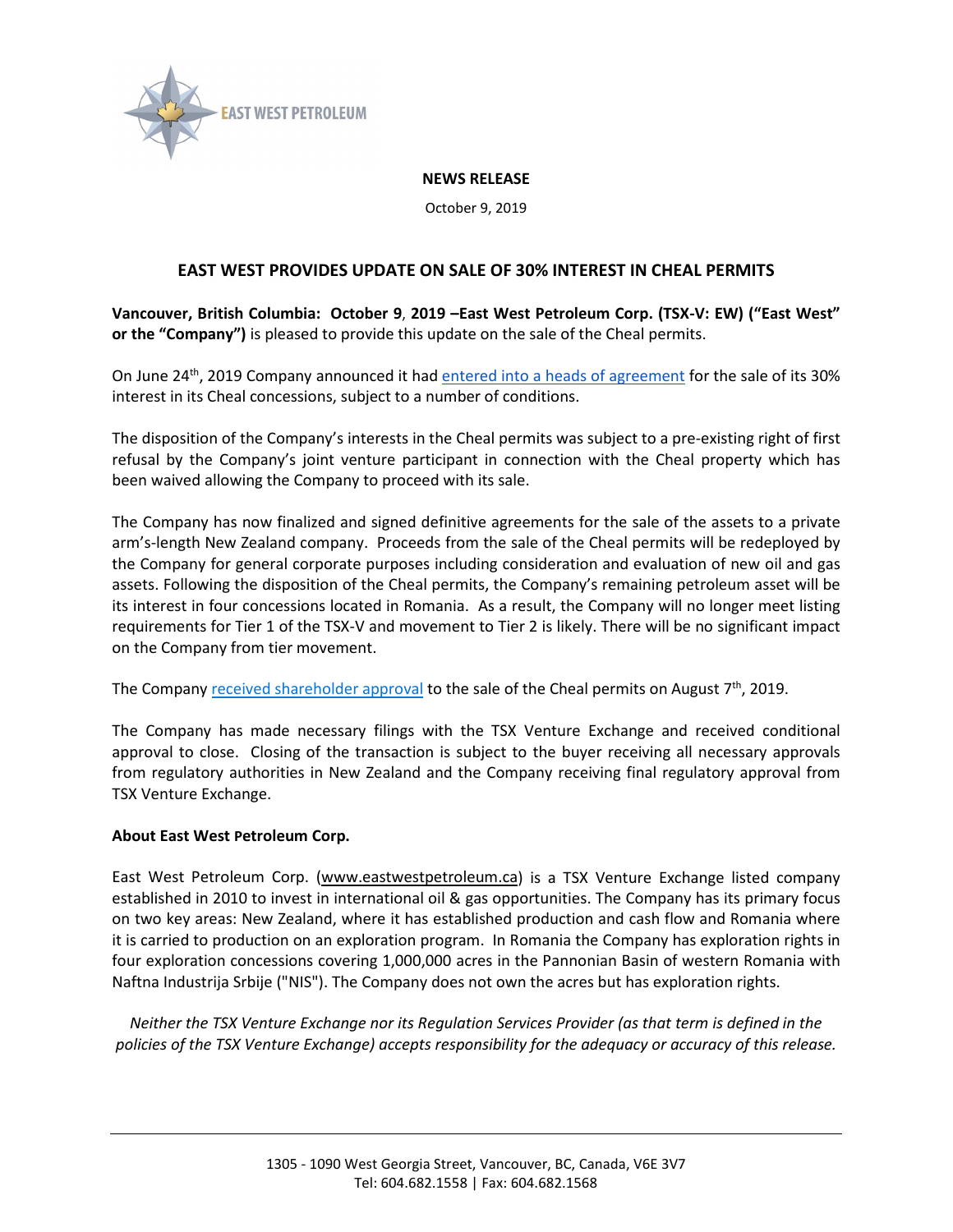EAST WEST PETROLEUM

**NEWS RELEASE**

October 9, 2019

## EAST WEST PROVIDES UPDATE ON SALE OF 30% INTEREST IN CHEAL PERMITS

**Vancouver, British Columbia: October 9, 2019 –East West Petroleum Corp. (TSX-V: EW) ("East West" or the "Company")** is pleased to provide this update on the sale of the Cheal permits.

On June 24th, 2019 Company announced it had entered into a heads of agreement for the sale of its 30% interest in its Cheal concessions, subject to a number of conditions.

The disposition of the Company's interests in the Cheal permits was subject to a pre-existing right of first refusal by the Company's joint venture participant in connection with the Cheal property which has been waived allowing the Company to proceed with its sale.

The Company has now finalized and signed definitive agreements for the sale of the assets to a private arm's-length New Zealand company. Proceeds from the sale of the Cheal permits will be redeployed by the Company for general corporate purposes including consideration and evaluation of new oil and gas assets. Following the disposition of the Cheal permits, the Company's remaining petroleum asset will be its interest in four concessions located in Romania. As a result, the Company will no longer meet listing requirements for Tier 1 of the TSX-V and movement to Tier 2 is likely. There will be no significant impact on the Company from tier movement.

The Company received shareholder approval to the sale of the Cheal permits on August 7th, 2019.

The Company has made necessary filings with the TSX Venture Exchange and received conditional approval to close. Closing of the transaction is subject to the buyer receiving all necessary approvals from regulatory authorities in New Zealand and the Company receiving final regulatory approval from TSX Venture Exchange.

**About East West Petroleum Corp.**

East West Petroleum Corp. (www.eastwestpetroleum.ca) is a TSX Venture Exchange listed company established in 2010 to invest in international oil & gas opportunities. The Company has its primary focus on two key areas: New Zealand, where it has established production and cash flow and Romania where it is carried to production on an exploration program. In Romania the Company has exploration rights in four exploration concessions covering 1,000,000 acres in the Pannonian Basin of western Romania with Naftna Industrija Srbije ("NIS"). The Company does not own the acres but has exploration rights.

*Neither the TSX Venture Exchange nor its Regulation Services Provider (as that term is defined in the policies of the TSX Venture Exchange) accepts responsibility for the adequacy or accuracy of this release.*

1305 - 1090 West Georgia Street, Vancouver, BC, Canada, V6E 3V7
Tel: 604.682.1558 | Fax: 604.682.1568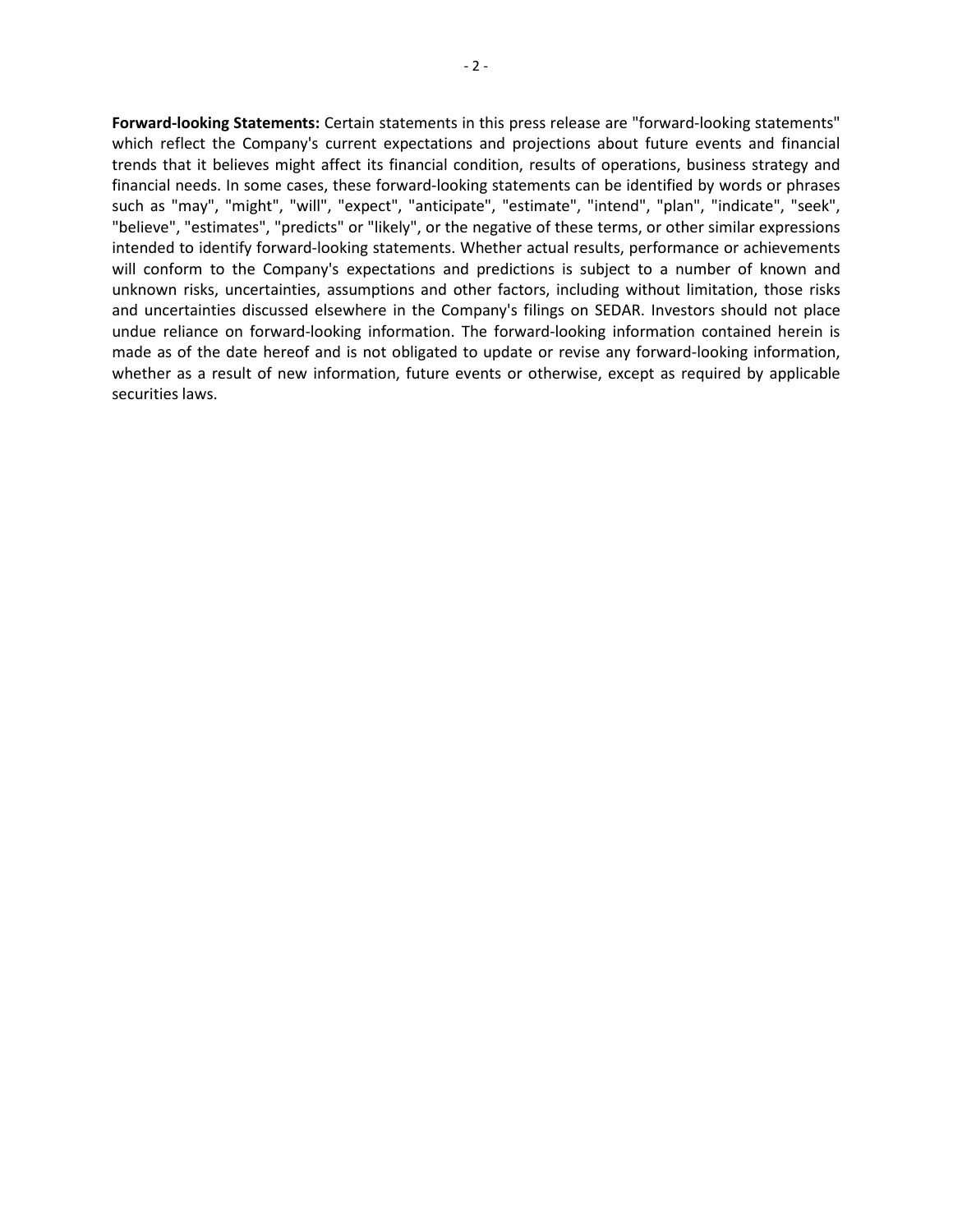**Forward-looking Statements:** Certain statements in this press release are "forward-looking statements" which reflect the Company's current expectations and projections about future events and financial trends that it believes might affect its financial condition, results of operations, business strategy and financial needs. In some cases, these forward-looking statements can be identified by words or phrases such as "may", "might", "will", "expect", "anticipate", "estimate", "intend", "plan", "indicate", "seek", "believe", "estimates", "predicts" or "likely", or the negative of these terms, or other similar expressions intended to identify forward-looking statements. Whether actual results, performance or achievements will conform to the Company's expectations and predictions is subject to a number of known and unknown risks, uncertainties, assumptions and other factors, including without limitation, those risks and uncertainties discussed elsewhere in the Company's filings on SEDAR. Investors should not place undue reliance on forward-looking information. The forward-looking information contained herein is made as of the date hereof and is not obligated to update or revise any forward-looking information, whether as a result of new information, future events or otherwise, except as required by applicable securities laws.